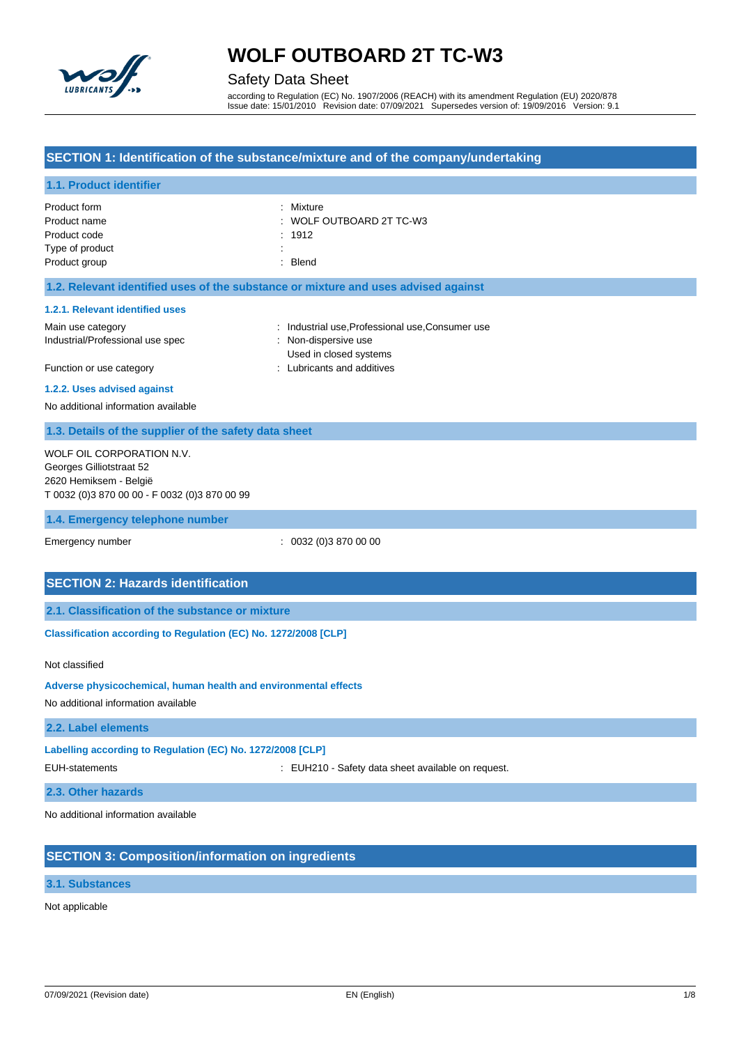# WOLF OUTBOARD 2T TC-W3

## Safety Data Sheet

according to Regulation (EC) No. 1907/2006 (REACH) with its amendment Regulation (EU) 2020/878
Issue date: 15/01/2010 Revision date: 07/09/2021 Supersedes version of: 19/09/2016 Version: 9.1

## SECTION 1: Identification of the substance/mixture and of the company/undertaking

### 1.1. Product identifier

| | |
|---|---|
| Product form | : Mixture |
| Product name | : WOLF OUTBOARD 2T TC-W3 |
| Product code | : 1912 |
| Type of product | : |
| Product group | : Blend |

### 1.2. Relevant identified uses of the substance or mixture and uses advised against

#### 1.2.1. Relevant identified uses

| | |
|---|---|
| Main use category | : Industrial use,Professional use,Consumer use |
| Industrial/Professional use spec | : Non-dispersive use<br>Used in closed systems |
| Function or use category | : Lubricants and additives |

#### 1.2.2. Uses advised against

No additional information available

### 1.3. Details of the supplier of the safety data sheet

WOLF OIL CORPORATION N.V.
Georges Gilliotstraat 52
2620 Hemiksem - België
T 0032 (0)3 870 00 00 - F 0032 (0)3 870 00 99

### 1.4. Emergency telephone number

| | |
|---|---|
| Emergency number | : 0032 (0)3 870 00 00 |

## SECTION 2: Hazards identification

### 2.1. Classification of the substance or mixture

**Classification according to Regulation (EC) No. 1272/2008 [CLP]**

Not classified

**Adverse physicochemical, human health and environmental effects**

No additional information available

### 2.2. Label elements

**Labelling according to Regulation (EC) No. 1272/2008 [CLP]**

| | |
|---|---|
| EUH-statements | : EUH210 - Safety data sheet available on request. |

### 2.3. Other hazards

No additional information available

## SECTION 3: Composition/information on ingredients

### 3.1. Substances

Not applicable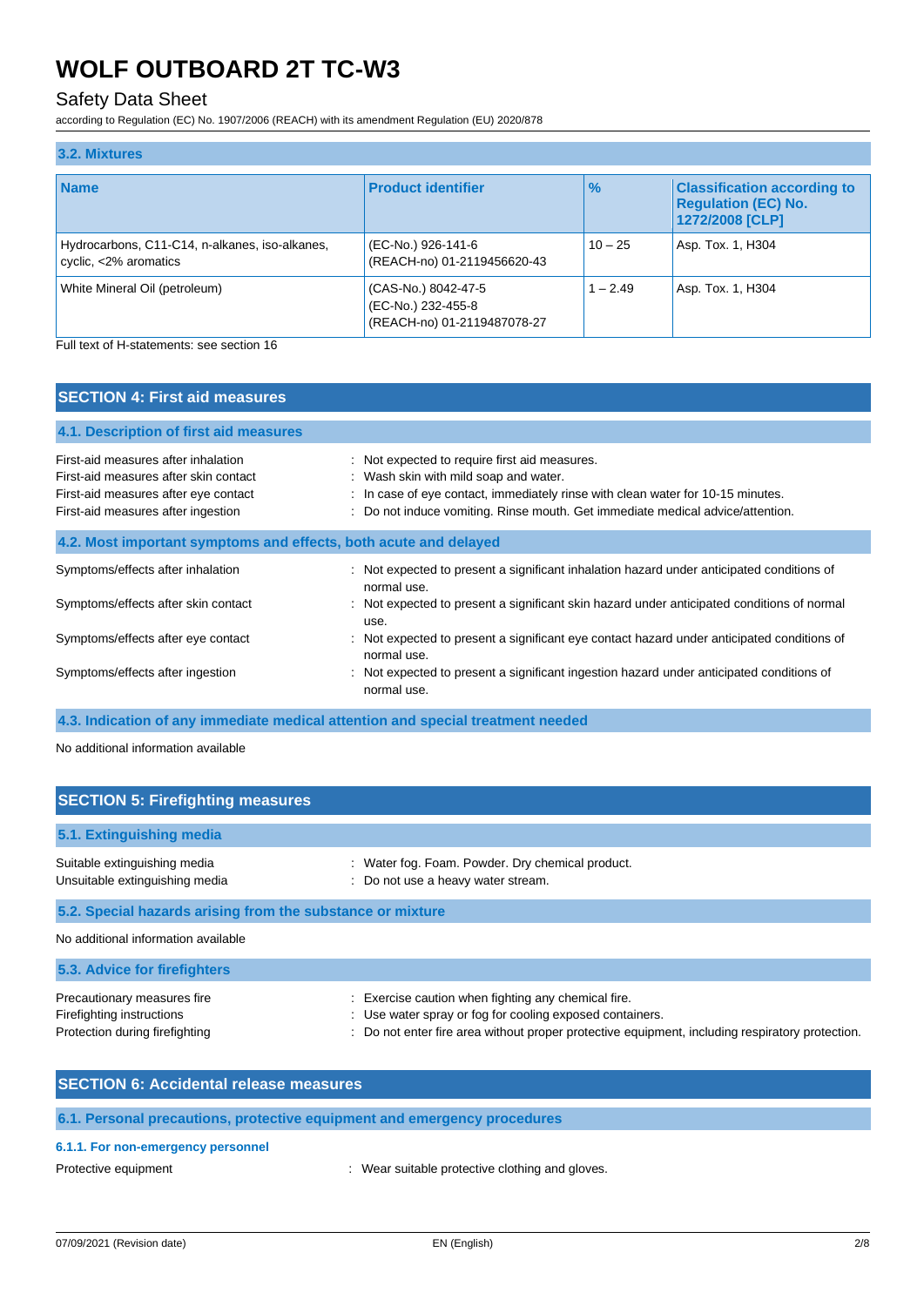### 3.2. Mixtures

| Name | Product identifier | % | Classification according to Regulation (EC) No. 1272/2008 [CLP] |
|---|---|---|---|
| Hydrocarbons, C11-C14, n-alkanes, iso-alkanes, cyclic, <2% aromatics | (EC-No.) 926-141-6<br>(REACH-no) 01-2119456620-43 | 10 – 25 | Asp. Tox. 1, H304 |
| White Mineral Oil (petroleum) | (CAS-No.) 8042-47-5<br>(EC-No.) 232-455-8<br>(REACH-no) 01-2119487078-27 | 1 – 2.49 | Asp. Tox. 1, H304 |

Full text of H-statements: see section 16

## SECTION 4: First aid measures

### 4.1. Description of first aid measures

First-aid measures after inhalation : Not expected to require first aid measures.
First-aid measures after skin contact : Wash skin with mild soap and water.
First-aid measures after eye contact : In case of eye contact, immediately rinse with clean water for 10-15 minutes.
First-aid measures after ingestion : Do not induce vomiting. Rinse mouth. Get immediate medical advice/attention.

### 4.2. Most important symptoms and effects, both acute and delayed

Symptoms/effects after inhalation : Not expected to present a significant inhalation hazard under anticipated conditions of normal use.
Symptoms/effects after skin contact : Not expected to present a significant skin hazard under anticipated conditions of normal use.
Symptoms/effects after eye contact : Not expected to present a significant eye contact hazard under anticipated conditions of normal use.
Symptoms/effects after ingestion : Not expected to present a significant ingestion hazard under anticipated conditions of normal use.

### 4.3. Indication of any immediate medical attention and special treatment needed

No additional information available

## SECTION 5: Firefighting measures

### 5.1. Extinguishing media

Suitable extinguishing media : Water fog. Foam. Powder. Dry chemical product.
Unsuitable extinguishing media : Do not use a heavy water stream.

### 5.2. Special hazards arising from the substance or mixture

No additional information available

### 5.3. Advice for firefighters

Precautionary measures fire : Exercise caution when fighting any chemical fire.
Firefighting instructions : Use water spray or fog for cooling exposed containers.
Protection during firefighting : Do not enter fire area without proper protective equipment, including respiratory protection.

## SECTION 6: Accidental release measures

### 6.1. Personal precautions, protective equipment and emergency procedures

#### 6.1.1. For non-emergency personnel

Protective equipment : Wear suitable protective clothing and gloves.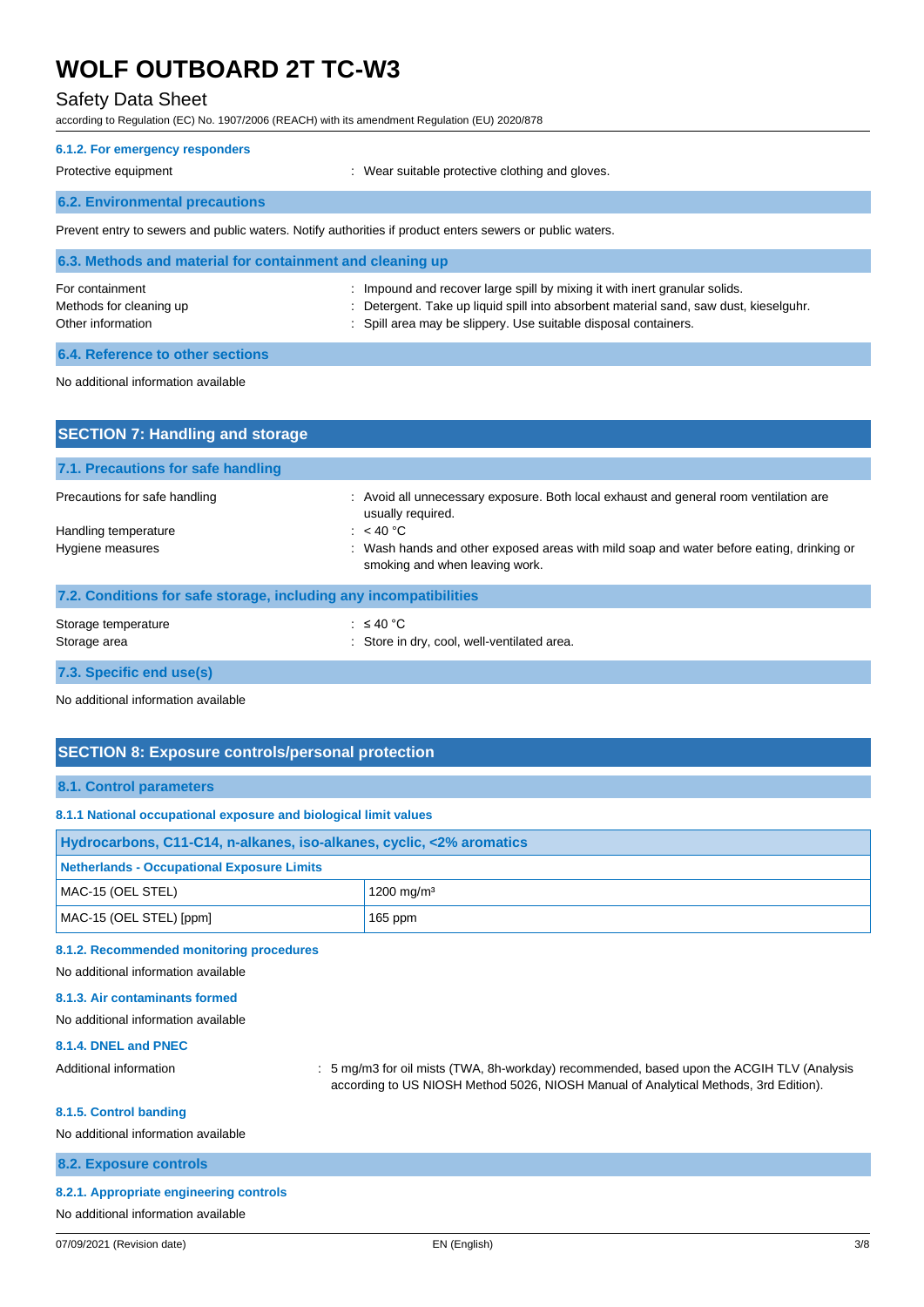#### 6.1.2. For emergency responders

| | |
|---|---|
| Protective equipment | : Wear suitable protective clothing and gloves. |

### 6.2. Environmental precautions

Prevent entry to sewers and public waters. Notify authorities if product enters sewers or public waters.

### 6.3. Methods and material for containment and cleaning up

| | |
|---|---|
| For containment | : Impound and recover large spill by mixing it with inert granular solids. |
| Methods for cleaning up | : Detergent. Take up liquid spill into absorbent material sand, saw dust, kieselguhr. |
| Other information | : Spill area may be slippery. Use suitable disposal containers. |

### 6.4. Reference to other sections

No additional information available

## SECTION 7: Handling and storage

### 7.1. Precautions for safe handling

| | |
|---|---|
| Precautions for safe handling | : Avoid all unnecessary exposure. Both local exhaust and general room ventilation are usually required. |
| Handling temperature | : < 40 °C |
| Hygiene measures | : Wash hands and other exposed areas with mild soap and water before eating, drinking or smoking and when leaving work. |

### 7.2. Conditions for safe storage, including any incompatibilities

| | |
|---|---|
| Storage temperature | : ≤ 40 °C |
| Storage area | : Store in dry, cool, well-ventilated area. |

### 7.3. Specific end use(s)

No additional information available

## SECTION 8: Exposure controls/personal protection

### 8.1. Control parameters

#### 8.1.1 National occupational exposure and biological limit values

| Hydrocarbons, C11-C14, n-alkanes, iso-alkanes, cyclic, <2% aromatics | |
|---|---|
| **Netherlands - Occupational Exposure Limits** | |
| MAC-15 (OEL STEL) | 1200 mg/m³ |
| MAC-15 (OEL STEL) [ppm] | 165 ppm |

#### 8.1.2. Recommended monitoring procedures

No additional information available

#### 8.1.3. Air contaminants formed

No additional information available

#### 8.1.4. DNEL and PNEC

| | |
|---|---|
| Additional information | : 5 mg/m3 for oil mists (TWA, 8h-workday) recommended, based upon the ACGIH TLV (Analysis according to US NIOSH Method 5026, NIOSH Manual of Analytical Methods, 3rd Edition). |

#### 8.1.5. Control banding

No additional information available

### 8.2. Exposure controls

#### 8.2.1. Appropriate engineering controls

No additional information available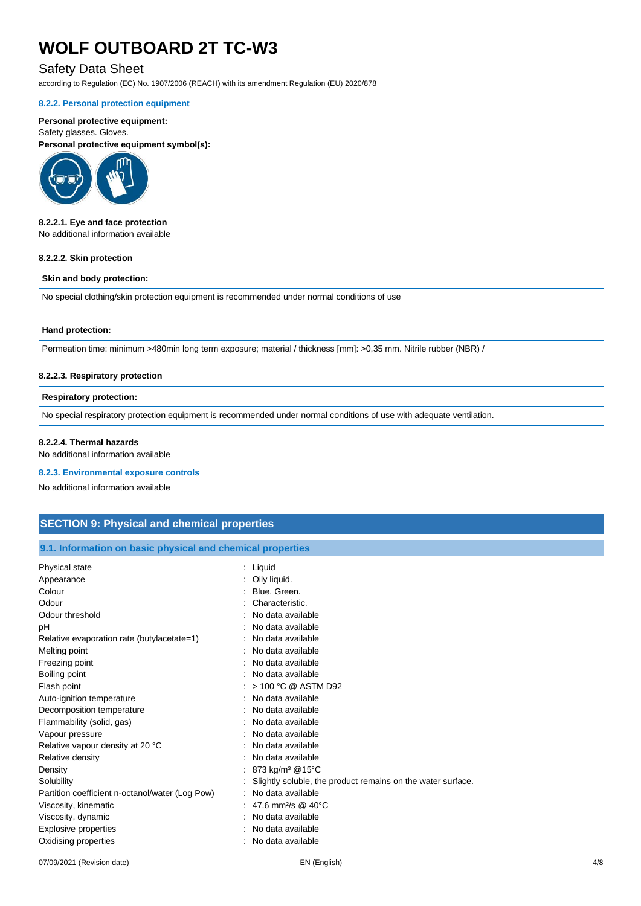#### 8.2.2. Personal protection equipment

**Personal protective equipment:**
Safety glasses. Gloves.

**Personal protective equipment symbol(s):**

##### 8.2.2.1. Eye and face protection

No additional information available

##### 8.2.2.2. Skin protection

| Skin and body protection: |
|---|
| No special clothing/skin protection equipment is recommended under normal conditions of use |

| Hand protection: |
|---|
| Permeation time: minimum >480min long term exposure; material / thickness [mm]: >0,35 mm. Nitrile rubber (NBR) / |

##### 8.2.2.3. Respiratory protection

| Respiratory protection: |
|---|
| No special respiratory protection equipment is recommended under normal conditions of use with adequate ventilation. |

##### 8.2.2.4. Thermal hazards

No additional information available

#### 8.2.3. Environmental exposure controls

No additional information available

## SECTION 9: Physical and chemical properties

### 9.1. Information on basic physical and chemical properties

| | |
|---|---|
| Physical state | : Liquid |
| Appearance | : Oily liquid. |
| Colour | : Blue. Green. |
| Odour | : Characteristic. |
| Odour threshold | : No data available |
| pH | : No data available |
| Relative evaporation rate (butylacetate=1) | : No data available |
| Melting point | : No data available |
| Freezing point | : No data available |
| Boiling point | : No data available |
| Flash point | : > 100 °C @ ASTM D92 |
| Auto-ignition temperature | : No data available |
| Decomposition temperature | : No data available |
| Flammability (solid, gas) | : No data available |
| Vapour pressure | : No data available |
| Relative vapour density at 20 °C | : No data available |
| Relative density | : No data available |
| Density | : 873 kg/m³ @15°C |
| Solubility | : Slightly soluble, the product remains on the water surface. |
| Partition coefficient n-octanol/water (Log Pow) | : No data available |
| Viscosity, kinematic | : 47.6 mm²/s @ 40°C |
| Viscosity, dynamic | : No data available |
| Explosive properties | : No data available |
| Oxidising properties | : No data available |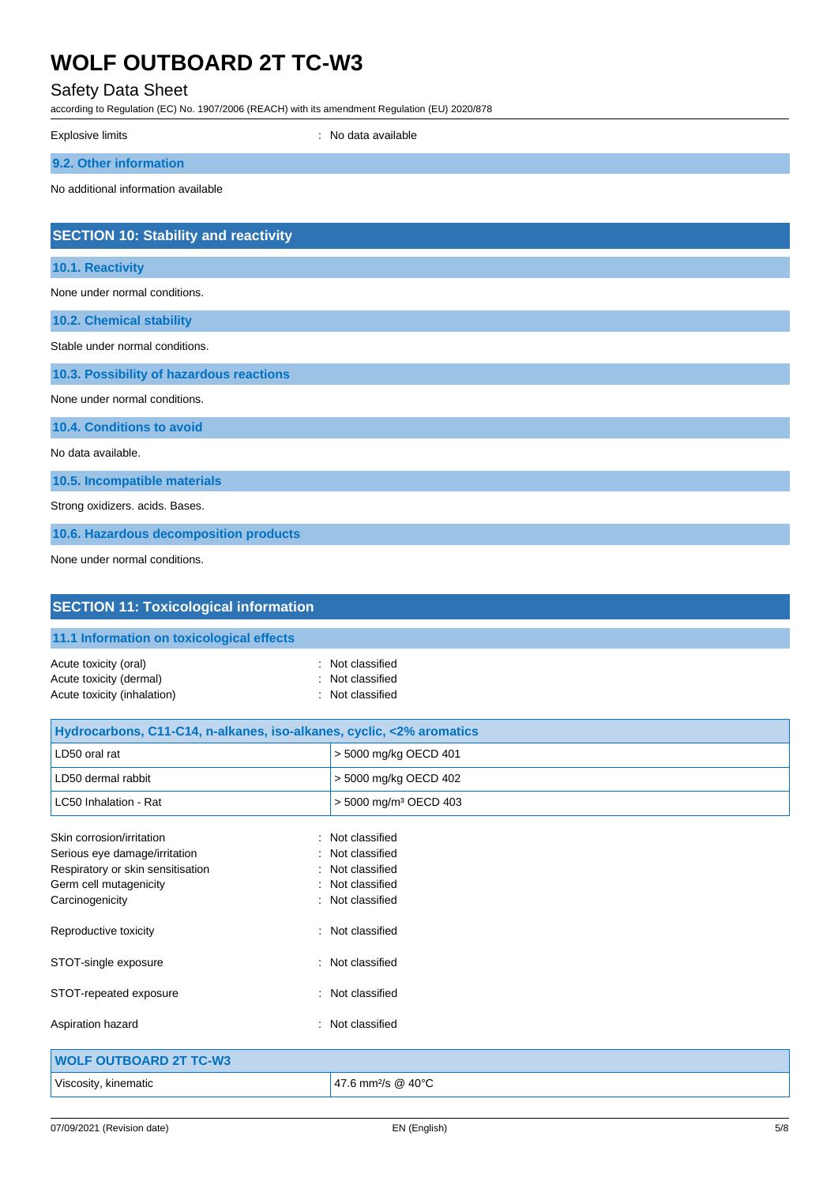| | |
|---|---|
| Explosive limits | : No data available |

### 9.2. Other information

No additional information available

## SECTION 10: Stability and reactivity

### 10.1. Reactivity

None under normal conditions.

### 10.2. Chemical stability

Stable under normal conditions.

### 10.3. Possibility of hazardous reactions

None under normal conditions.

### 10.4. Conditions to avoid

No data available.

### 10.5. Incompatible materials

Strong oxidizers. acids. Bases.

### 10.6. Hazardous decomposition products

None under normal conditions.

## SECTION 11: Toxicological information

### 11.1 Information on toxicological effects

| | |
|---|---|
| Acute toxicity (oral) | : Not classified |
| Acute toxicity (dermal) | : Not classified |
| Acute toxicity (inhalation) | : Not classified |

| Hydrocarbons, C11-C14, n-alkanes, iso-alkanes, cyclic, <2% aromatics | |
|---|---|
| LD50 oral rat | > 5000 mg/kg OECD 401 |
| LD50 dermal rabbit | > 5000 mg/kg OECD 402 |
| LC50 Inhalation - Rat | > 5000 mg/m³ OECD 403 |

| | |
|---|---|
| Skin corrosion/irritation | : Not classified |
| Serious eye damage/irritation | : Not classified |
| Respiratory or skin sensitisation | : Not classified |
| Germ cell mutagenicity | : Not classified |
| Carcinogenicity | : Not classified |
| Reproductive toxicity | : Not classified |
| STOT-single exposure | : Not classified |
| STOT-repeated exposure | : Not classified |
| Aspiration hazard | : Not classified |

| WOLF OUTBOARD 2T TC-W3 | |
|---|---|
| Viscosity, kinematic | 47.6 mm²/s @ 40°C |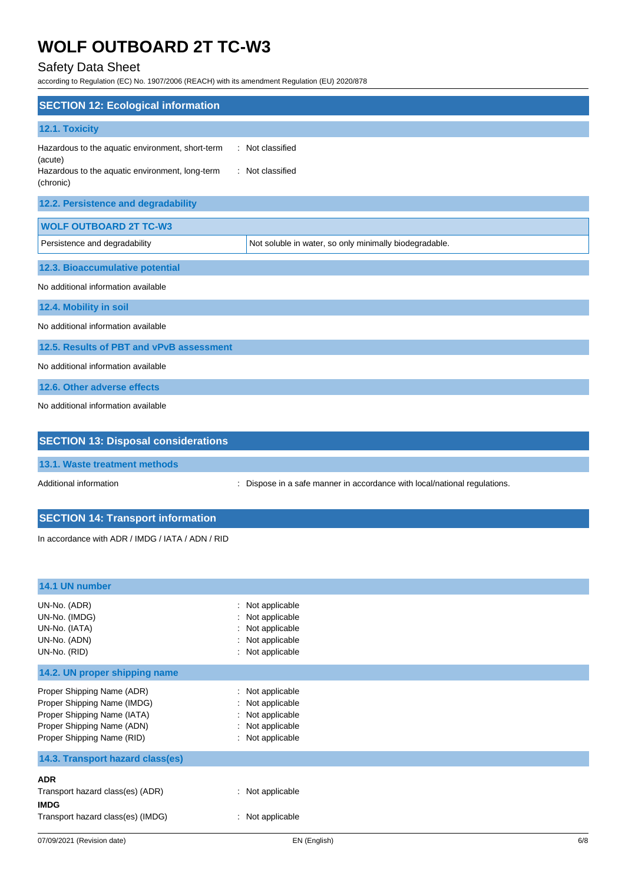## SECTION 12: Ecological information

### 12.1. Toxicity

Hazardous to the aquatic environment, short-term (acute) : Not classified
Hazardous to the aquatic environment, long-term (chronic) : Not classified

### 12.2. Persistence and degradability

| WOLF OUTBOARD 2T TC-W3 | |
|---|---|
| Persistence and degradability | Not soluble in water, so only minimally biodegradable. |

### 12.3. Bioaccumulative potential

No additional information available

### 12.4. Mobility in soil

No additional information available

### 12.5. Results of PBT and vPvB assessment

No additional information available

### 12.6. Other adverse effects

No additional information available

## SECTION 13: Disposal considerations

### 13.1. Waste treatment methods

Additional information : Dispose in a safe manner in accordance with local/national regulations.

## SECTION 14: Transport information

In accordance with ADR / IMDG / IATA / ADN / RID

### 14.1 UN number

UN-No. (ADR) : Not applicable
UN-No. (IMDG) : Not applicable
UN-No. (IATA) : Not applicable
UN-No. (ADN) : Not applicable
UN-No. (RID) : Not applicable

### 14.2. UN proper shipping name

Proper Shipping Name (ADR) : Not applicable
Proper Shipping Name (IMDG) : Not applicable
Proper Shipping Name (IATA) : Not applicable
Proper Shipping Name (ADN) : Not applicable
Proper Shipping Name (RID) : Not applicable

### 14.3. Transport hazard class(es)

**ADR**
Transport hazard class(es) (ADR) : Not applicable

**IMDG**
Transport hazard class(es) (IMDG) : Not applicable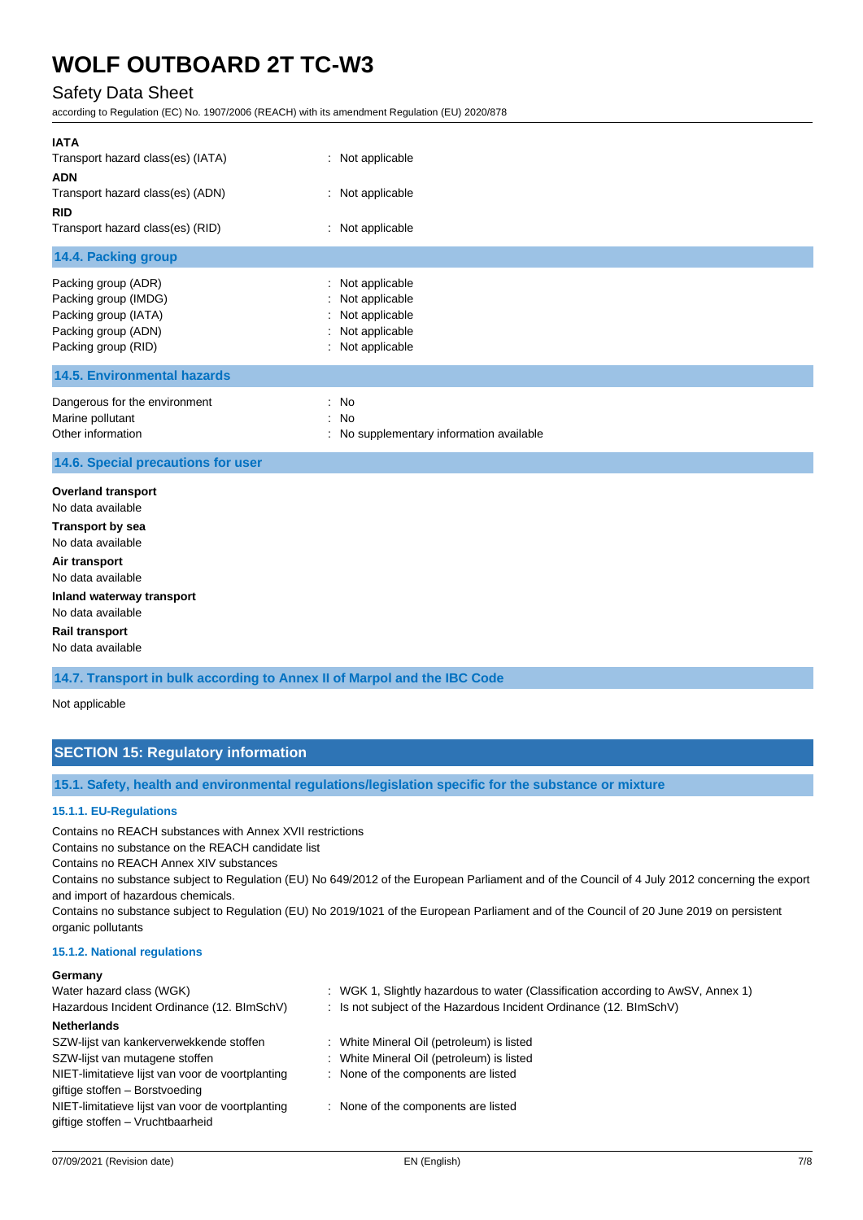**IATA**

Transport hazard class(es) (IATA) : Not applicable

**ADN**

Transport hazard class(es) (ADN) : Not applicable

**RID**

Transport hazard class(es) (RID) : Not applicable

### 14.4. Packing group

Packing group (ADR) : Not applicable
Packing group (IMDG) : Not applicable
Packing group (IATA) : Not applicable
Packing group (ADN) : Not applicable
Packing group (RID) : Not applicable

### 14.5. Environmental hazards

Dangerous for the environment : No
Marine pollutant : No
Other information : No supplementary information available

### 14.6. Special precautions for user

**Overland transport**
No data available

**Transport by sea**
No data available

**Air transport**
No data available

**Inland waterway transport**
No data available

**Rail transport**
No data available

### 14.7. Transport in bulk according to Annex II of Marpol and the IBC Code

Not applicable

## SECTION 15: Regulatory information

### 15.1. Safety, health and environmental regulations/legislation specific for the substance or mixture

#### 15.1.1. EU-Regulations

Contains no REACH substances with Annex XVII restrictions
Contains no substance on the REACH candidate list
Contains no REACH Annex XIV substances
Contains no substance subject to Regulation (EU) No 649/2012 of the European Parliament and of the Council of 4 July 2012 concerning the export and import of hazardous chemicals.
Contains no substance subject to Regulation (EU) No 2019/1021 of the European Parliament and of the Council of 20 June 2019 on persistent organic pollutants

#### 15.1.2. National regulations

**Germany**

Water hazard class (WGK) : WGK 1, Slightly hazardous to water (Classification according to AwSV, Annex 1)
Hazardous Incident Ordinance (12. BImSchV) : Is not subject of the Hazardous Incident Ordinance (12. BImSchV)

**Netherlands**

SZW-lijst van kankerverwekkende stoffen : White Mineral Oil (petroleum) is listed
SZW-lijst van mutagene stoffen : White Mineral Oil (petroleum) is listed
NIET-limitatieve lijst van voor de voortplanting giftige stoffen – Borstvoeding : None of the components are listed
NIET-limitatieve lijst van voor de voortplanting giftige stoffen – Vruchtbaarheid : None of the components are listed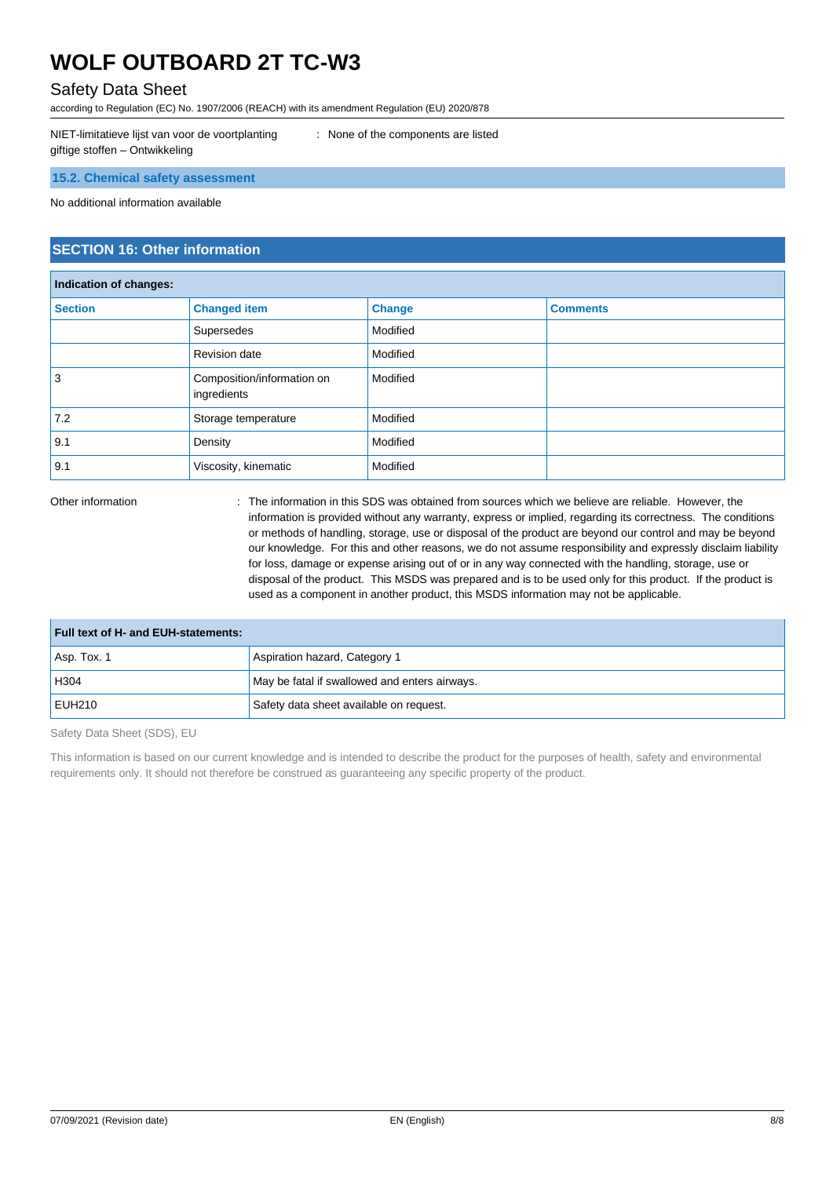NIET-limitatieve lijst van voor de voortplanting giftige stoffen – Ontwikkeling : None of the components are listed

### 15.2. Chemical safety assessment

No additional information available

## SECTION 16: Other information

| Indication of changes: | | | |
|---|---|---|---|
| **Section** | **Changed item** | **Change** | **Comments** |
| | Supersedes | Modified | |
| | Revision date | Modified | |
| 3 | Composition/information on ingredients | Modified | |
| 7.2 | Storage temperature | Modified | |
| 9.1 | Density | Modified | |
| 9.1 | Viscosity, kinematic | Modified | |

Other information : The information in this SDS was obtained from sources which we believe are reliable. However, the information is provided without any warranty, express or implied, regarding its correctness. The conditions or methods of handling, storage, use or disposal of the product are beyond our control and may be beyond our knowledge. For this and other reasons, we do not assume responsibility and expressly disclaim liability for loss, damage or expense arising out of or in any way connected with the handling, storage, use or disposal of the product. This MSDS was prepared and is to be used only for this product. If the product is used as a component in another product, this MSDS information may not be applicable.

| Full text of H- and EUH-statements: | |
|---|---|
| Asp. Tox. 1 | Aspiration hazard, Category 1 |
| H304 | May be fatal if swallowed and enters airways. |
| EUH210 | Safety data sheet available on request. |

Safety Data Sheet (SDS), EU

This information is based on our current knowledge and is intended to describe the product for the purposes of health, safety and environmental requirements only. It should not therefore be construed as guaranteeing any specific property of the product.